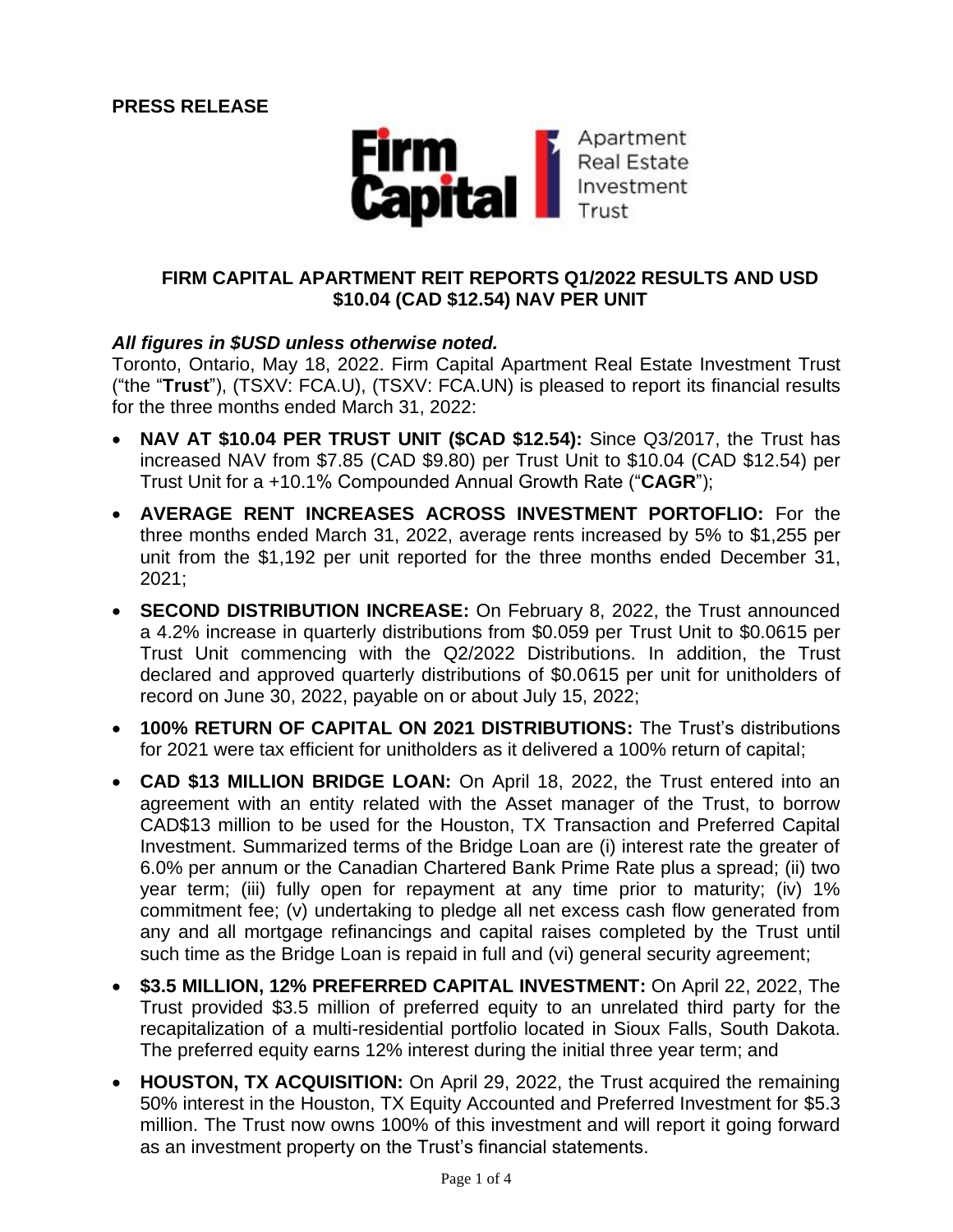**PRESS RELEASE**

# FIRM CAPITAL APARTMENT REIT REPORTS Q1/2022 RESULTS AND USD $10.04 (CAD $12.54) NAV PER UNIT

***All figures in $USD unless otherwise noted.***

Toronto, Ontario, May 18, 2022. Firm Capital Apartment Real Estate Investment Trust ("the "**Trust**"), (TSXV: FCA.U), (TSXV: FCA.UN) is pleased to report its financial results for the three months ended March 31, 2022:

- **NAV AT $10.04 PER TRUST UNIT ($CAD $12.54):** Since Q3/2017, the Trust has increased NAV from $7.85 (CAD $9.80) per Trust Unit to $10.04 (CAD $12.54) per Trust Unit for a +10.1% Compounded Annual Growth Rate ("**CAGR**");
- **AVERAGE RENT INCREASES ACROSS INVESTMENT PORTOFLIO:** For the three months ended March 31, 2022, average rents increased by 5% to $1,255 per unit from the $1,192 per unit reported for the three months ended December 31, 2021;
- **SECOND DISTRIBUTION INCREASE:** On February 8, 2022, the Trust announced a 4.2% increase in quarterly distributions from $0.059 per Trust Unit to $0.0615 per Trust Unit commencing with the Q2/2022 Distributions. In addition, the Trust declared and approved quarterly distributions of $0.0615 per unit for unitholders of record on June 30, 2022, payable on or about July 15, 2022;
- **100% RETURN OF CAPITAL ON 2021 DISTRIBUTIONS:** The Trust's distributions for 2021 were tax efficient for unitholders as it delivered a 100% return of capital;
- **CAD $13 MILLION BRIDGE LOAN:** On April 18, 2022, the Trust entered into an agreement with an entity related with the Asset manager of the Trust, to borrow CAD$13 million to be used for the Houston, TX Transaction and Preferred Capital Investment. Summarized terms of the Bridge Loan are (i) interest rate the greater of 6.0% per annum or the Canadian Chartered Bank Prime Rate plus a spread; (ii) two year term; (iii) fully open for repayment at any time prior to maturity; (iv) 1% commitment fee; (v) undertaking to pledge all net excess cash flow generated from any and all mortgage refinancings and capital raises completed by the Trust until such time as the Bridge Loan is repaid in full and (vi) general security agreement;
- **$3.5 MILLION, 12% PREFERRED CAPITAL INVESTMENT:** On April 22, 2022, The Trust provided $3.5 million of preferred equity to an unrelated third party for the recapitalization of a multi-residential portfolio located in Sioux Falls, South Dakota. The preferred equity earns 12% interest during the initial three year term; and
- **HOUSTON, TX ACQUISITION:** On April 29, 2022, the Trust acquired the remaining 50% interest in the Houston, TX Equity Accounted and Preferred Investment for $5.3 million. The Trust now owns 100% of this investment and will report it going forward as an investment property on the Trust's financial statements.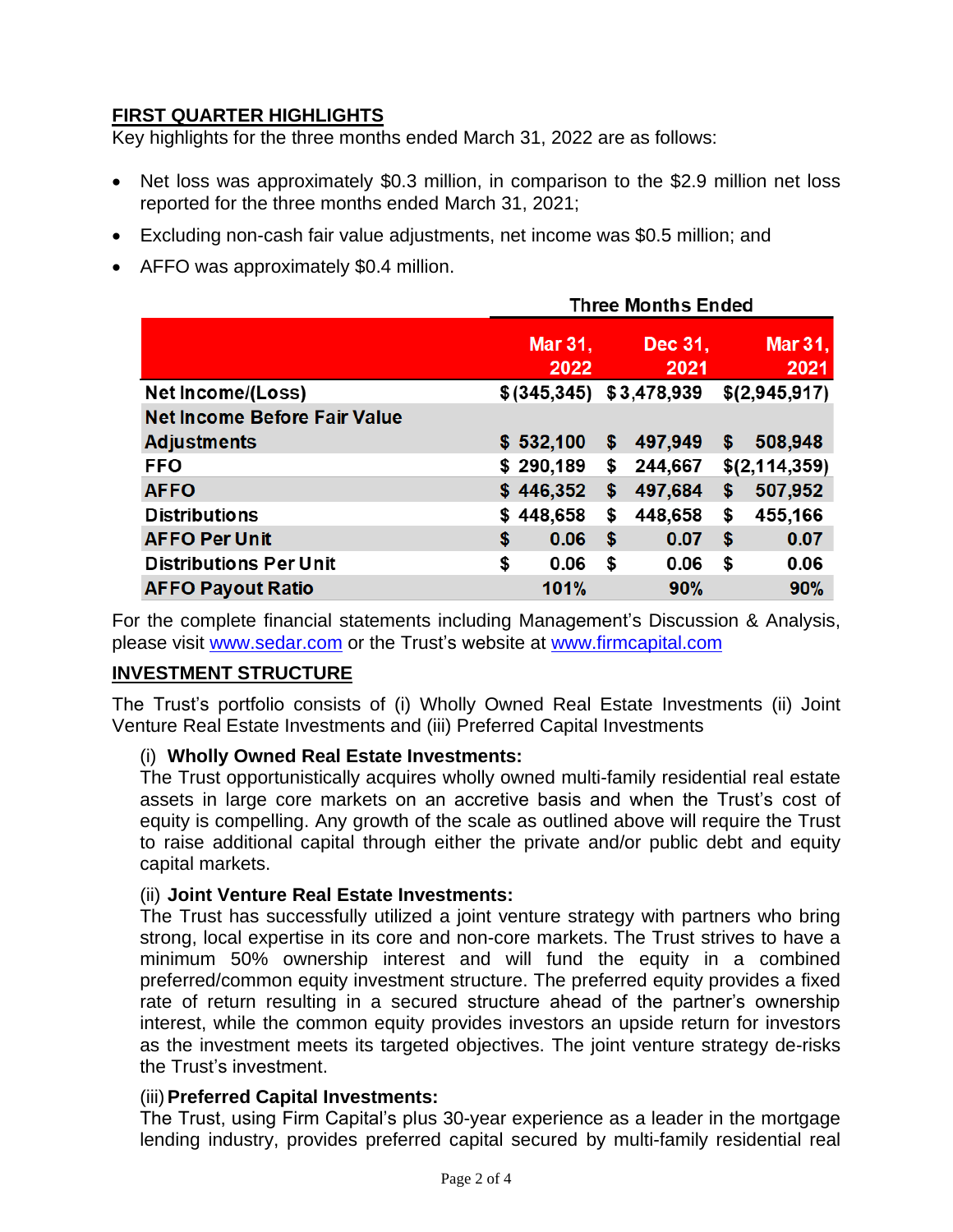## FIRST QUARTER HIGHLIGHTS

Key highlights for the three months ended March 31, 2022 are as follows:

- Net loss was approximately $0.3 million, in comparison to the $2.9 million net loss reported for the three months ended March 31, 2021;
- Excluding non-cash fair value adjustments, net income was $0.5 million; and
- AFFO was approximately $0.4 million.

| | Three Months Ended | | |
|---|---|---|---|
| | Mar 31, 2022 | Dec 31, 2021 | Mar 31, 2021 |
| **Net Income/(Loss)** | $(345,345) | $3,478,939 | $(2,945,917) |
| **Net Income Before Fair Value Adjustments** | $ 532,100 | $ 497,949 | $ 508,948 |
| **FFO** | $ 290,189 | $ 244,667 | $(2,114,359) |
| **AFFO** | $ 446,352 | $ 497,684 | $ 507,952 |
| **Distributions** | $ 448,658 | $ 448,658 | $ 455,166 |
| **AFFO Per Unit** | $ 0.06 | $ 0.07 | $ 0.07 |
| **Distributions Per Unit** | $ 0.06 | $ 0.06 | $ 0.06 |
| **AFFO Payout Ratio** | 101% | 90% | 90% |

For the complete financial statements including Management's Discussion & Analysis, please visit www.sedar.com or the Trust's website at www.firmcapital.com

## INVESTMENT STRUCTURE

The Trust's portfolio consists of (i) Wholly Owned Real Estate Investments (ii) Joint Venture Real Estate Investments and (iii) Preferred Capital Investments

(i) **Wholly Owned Real Estate Investments:**
The Trust opportunistically acquires wholly owned multi-family residential real estate assets in large core markets on an accretive basis and when the Trust's cost of equity is compelling. Any growth of the scale as outlined above will require the Trust to raise additional capital through either the private and/or public debt and equity capital markets.

(ii) **Joint Venture Real Estate Investments:**
The Trust has successfully utilized a joint venture strategy with partners who bring strong, local expertise in its core and non-core markets. The Trust strives to have a minimum 50% ownership interest and will fund the equity in a combined preferred/common equity investment structure. The preferred equity provides a fixed rate of return resulting in a secured structure ahead of the partner's ownership interest, while the common equity provides investors an upside return for investors as the investment meets its targeted objectives. The joint venture strategy de-risks the Trust's investment.

(iii) **Preferred Capital Investments:**
The Trust, using Firm Capital's plus 30-year experience as a leader in the mortgage lending industry, provides preferred capital secured by multi-family residential real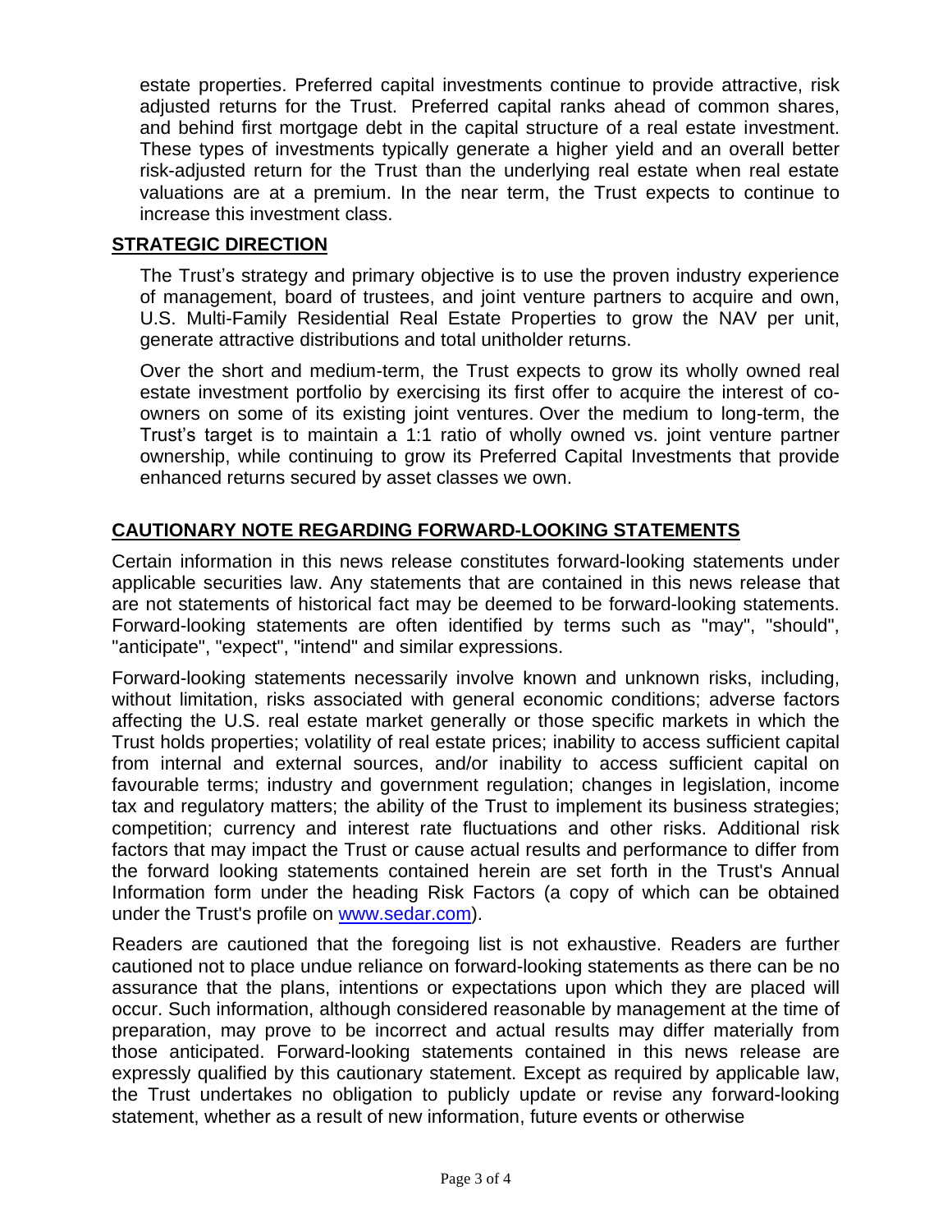estate properties. Preferred capital investments continue to provide attractive, risk adjusted returns for the Trust. Preferred capital ranks ahead of common shares, and behind first mortgage debt in the capital structure of a real estate investment. These types of investments typically generate a higher yield and an overall better risk-adjusted return for the Trust than the underlying real estate when real estate valuations are at a premium. In the near term, the Trust expects to continue to increase this investment class.

## STRATEGIC DIRECTION

The Trust's strategy and primary objective is to use the proven industry experience of management, board of trustees, and joint venture partners to acquire and own, U.S. Multi-Family Residential Real Estate Properties to grow the NAV per unit, generate attractive distributions and total unitholder returns.

Over the short and medium-term, the Trust expects to grow its wholly owned real estate investment portfolio by exercising its first offer to acquire the interest of co-owners on some of its existing joint ventures. Over the medium to long-term, the Trust's target is to maintain a 1:1 ratio of wholly owned vs. joint venture partner ownership, while continuing to grow its Preferred Capital Investments that provide enhanced returns secured by asset classes we own.

## CAUTIONARY NOTE REGARDING FORWARD-LOOKING STATEMENTS

Certain information in this news release constitutes forward-looking statements under applicable securities law. Any statements that are contained in this news release that are not statements of historical fact may be deemed to be forward-looking statements. Forward-looking statements are often identified by terms such as "may", "should", "anticipate", "expect", "intend" and similar expressions.

Forward-looking statements necessarily involve known and unknown risks, including, without limitation, risks associated with general economic conditions; adverse factors affecting the U.S. real estate market generally or those specific markets in which the Trust holds properties; volatility of real estate prices; inability to access sufficient capital from internal and external sources, and/or inability to access sufficient capital on favourable terms; industry and government regulation; changes in legislation, income tax and regulatory matters; the ability of the Trust to implement its business strategies; competition; currency and interest rate fluctuations and other risks. Additional risk factors that may impact the Trust or cause actual results and performance to differ from the forward looking statements contained herein are set forth in the Trust's Annual Information form under the heading Risk Factors (a copy of which can be obtained under the Trust's profile on [www.sedar.com](www.sedar.com)).

Readers are cautioned that the foregoing list is not exhaustive. Readers are further cautioned not to place undue reliance on forward-looking statements as there can be no assurance that the plans, intentions or expectations upon which they are placed will occur. Such information, although considered reasonable by management at the time of preparation, may prove to be incorrect and actual results may differ materially from those anticipated. Forward-looking statements contained in this news release are expressly qualified by this cautionary statement. Except as required by applicable law, the Trust undertakes no obligation to publicly update or revise any forward-looking statement, whether as a result of new information, future events or otherwise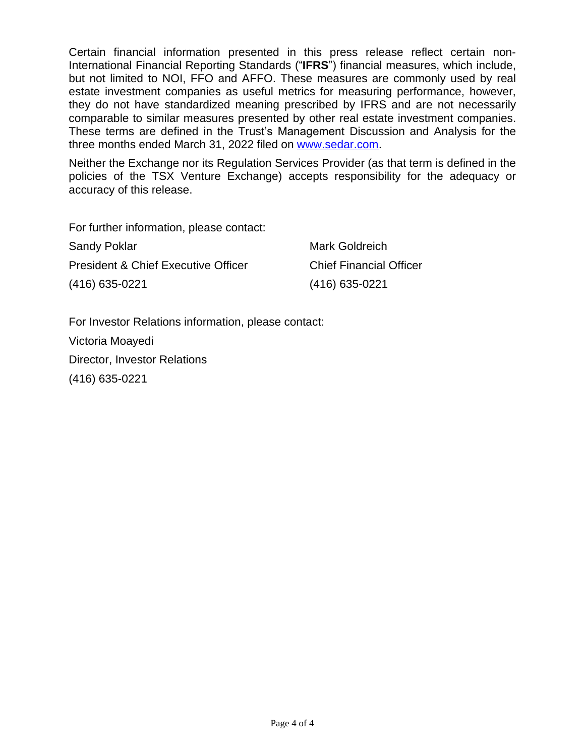Certain financial information presented in this press release reflect certain non-International Financial Reporting Standards ("**IFRS**") financial measures, which include, but not limited to NOI, FFO and AFFO. These measures are commonly used by real estate investment companies as useful metrics for measuring performance, however, they do not have standardized meaning prescribed by IFRS and are not necessarily comparable to similar measures presented by other real estate investment companies. These terms are defined in the Trust's Management Discussion and Analysis for the three months ended March 31, 2022 filed on www.sedar.com.

Neither the Exchange nor its Regulation Services Provider (as that term is defined in the policies of the TSX Venture Exchange) accepts responsibility for the adequacy or accuracy of this release.

For further information, please contact:

Sandy Poklar
President & Chief Executive Officer
(416) 635-0221

Mark Goldreich
Chief Financial Officer
(416) 635-0221

For Investor Relations information, please contact:

Victoria Moayedi
Director, Investor Relations
(416) 635-0221